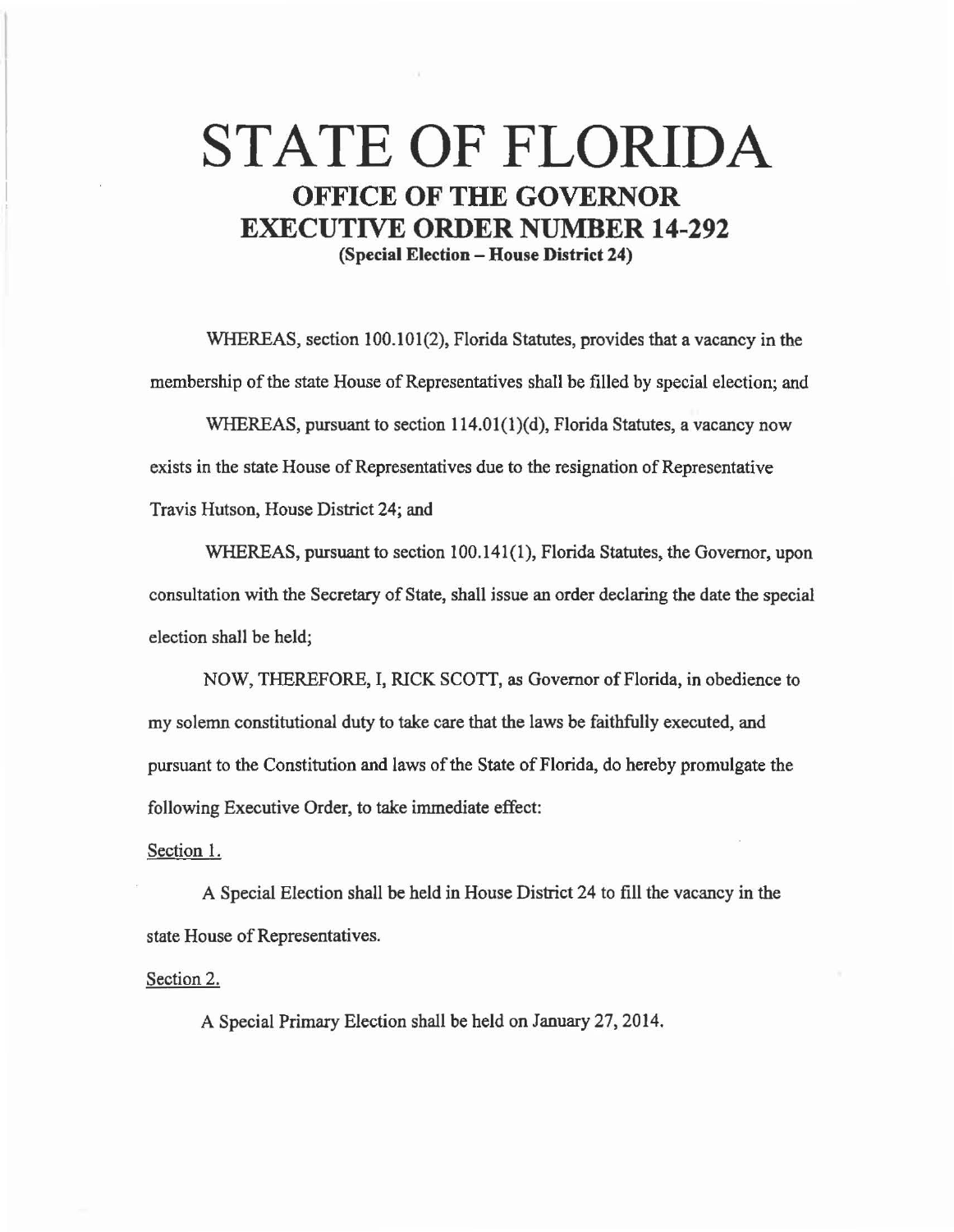# STATE OF FLORIDA

## OFFICE OF THE GOVERNOR

## EXECUTIVE ORDER NUMBER 14-292

**(Special Election – House District 24)**

WHEREAS, section 100.101(2), Florida Statutes, provides that a vacancy in the membership of the state House of Representatives shall be filled by special election; and

WHEREAS, pursuant to section 114.01(1)(d), Florida Statutes, a vacancy now exists in the state House of Representatives due to the resignation of Representative Travis Hutson, House District 24; and

WHEREAS, pursuant to section 100.141(1), Florida Statutes, the Governor, upon consultation with the Secretary of State, shall issue an order declaring the date the special election shall be held;

NOW, THEREFORE, I, RICK SCOTT, as Governor of Florida, in obedience to my solemn constitutional duty to take care that the laws be faithfully executed, and pursuant to the Constitution and laws of the State of Florida, do hereby promulgate the following Executive Order, to take immediate effect:

Section 1.

A Special Election shall be held in House District 24 to fill the vacancy in the state House of Representatives.

Section 2.

A Special Primary Election shall be held on January 27, 2014.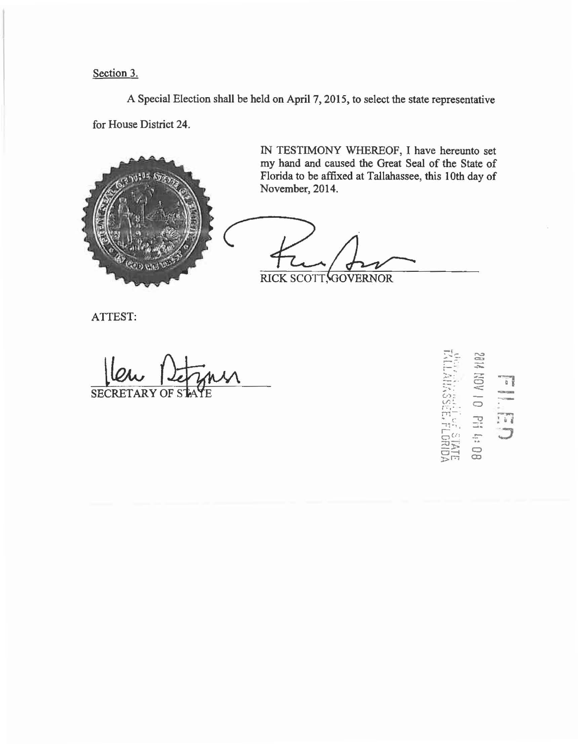Section 3.

A Special Election shall be held on April 7, 2015, to select the state representative for House District 24.

IN TESTIMONY WHEREOF, I have hereunto set my hand and caused the Great Seal of the State of Florida to be affixed at Tallahassee, this 10th day of November, 2014.

RICK SCOTT, GOVERNOR

ATTEST:

SECRETARY OF STATE

FILED

2014 NOV 10 PM 4:08

DEPARTMENT OF STATE
TALLAHASSEE, FLORIDA